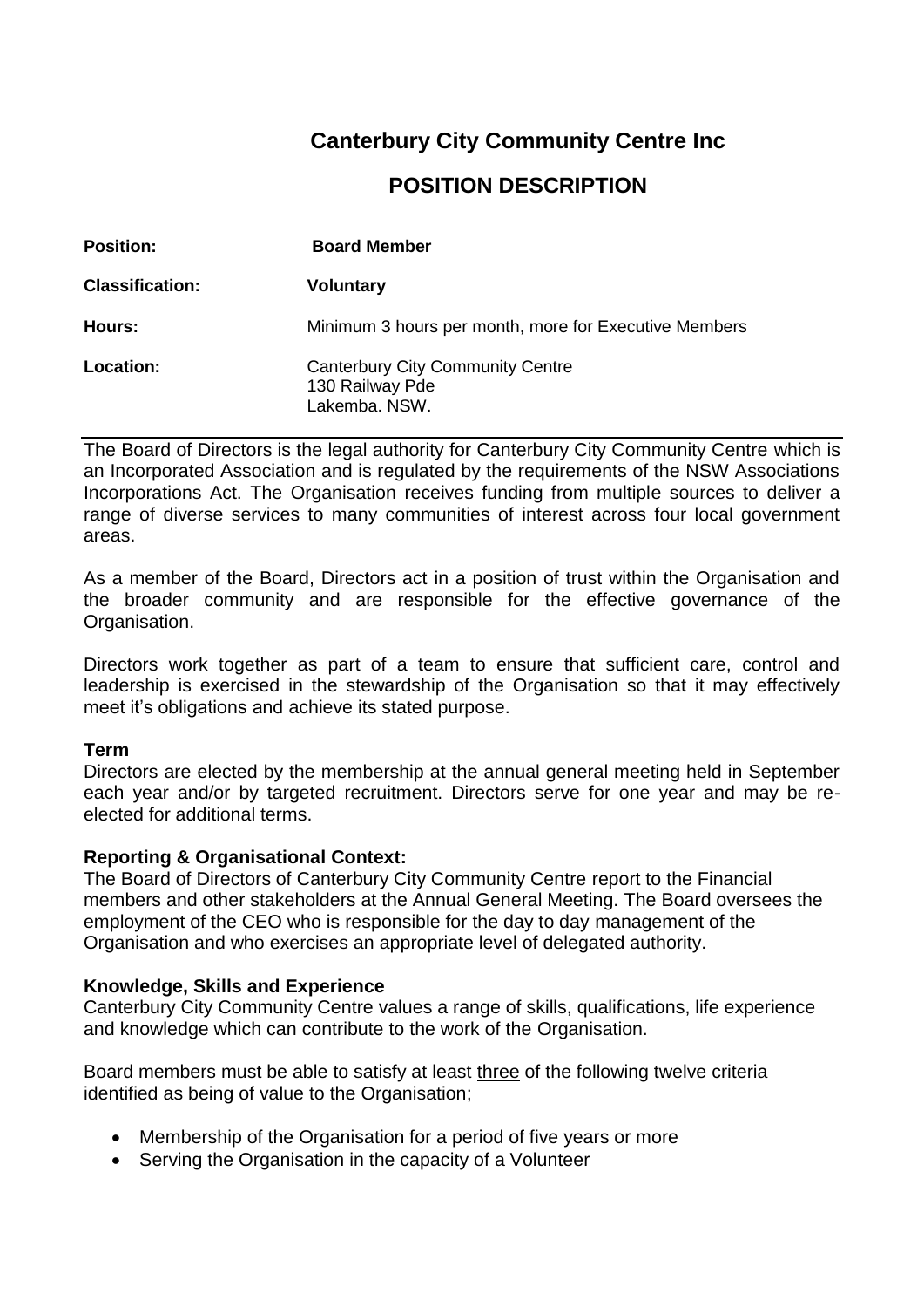# Canterbury City Community Centre Inc

## POSITION DESCRIPTION

**Position:** **Board Member**

**Classification:** **Voluntary**

**Hours:** Minimum 3 hours per month, more for Executive Members

**Location:** Canterbury City Community Centre
130 Railway Pde
Lakemba. NSW.

---

The Board of Directors is the legal authority for Canterbury City Community Centre which is an Incorporated Association and is regulated by the requirements of the NSW Associations Incorporations Act. The Organisation receives funding from multiple sources to deliver a range of diverse services to many communities of interest across four local government areas.

As a member of the Board, Directors act in a position of trust within the Organisation and the broader community and are responsible for the effective governance of the Organisation.

Directors work together as part of a team to ensure that sufficient care, control and leadership is exercised in the stewardship of the Organisation so that it may effectively meet it's obligations and achieve its stated purpose.

**Term**

Directors are elected by the membership at the annual general meeting held in September each year and/or by targeted recruitment. Directors serve for one year and may be re-elected for additional terms.

**Reporting & Organisational Context:**

The Board of Directors of Canterbury City Community Centre report to the Financial members and other stakeholders at the Annual General Meeting. The Board oversees the employment of the CEO who is responsible for the day to day management of the Organisation and who exercises an appropriate level of delegated authority.

**Knowledge, Skills and Experience**

Canterbury City Community Centre values a range of skills, qualifications, life experience and knowledge which can contribute to the work of the Organisation.

Board members must be able to satisfy at least <u>three</u> of the following twelve criteria identified as being of value to the Organisation;

- Membership of the Organisation for a period of five years or more
- Serving the Organisation in the capacity of a Volunteer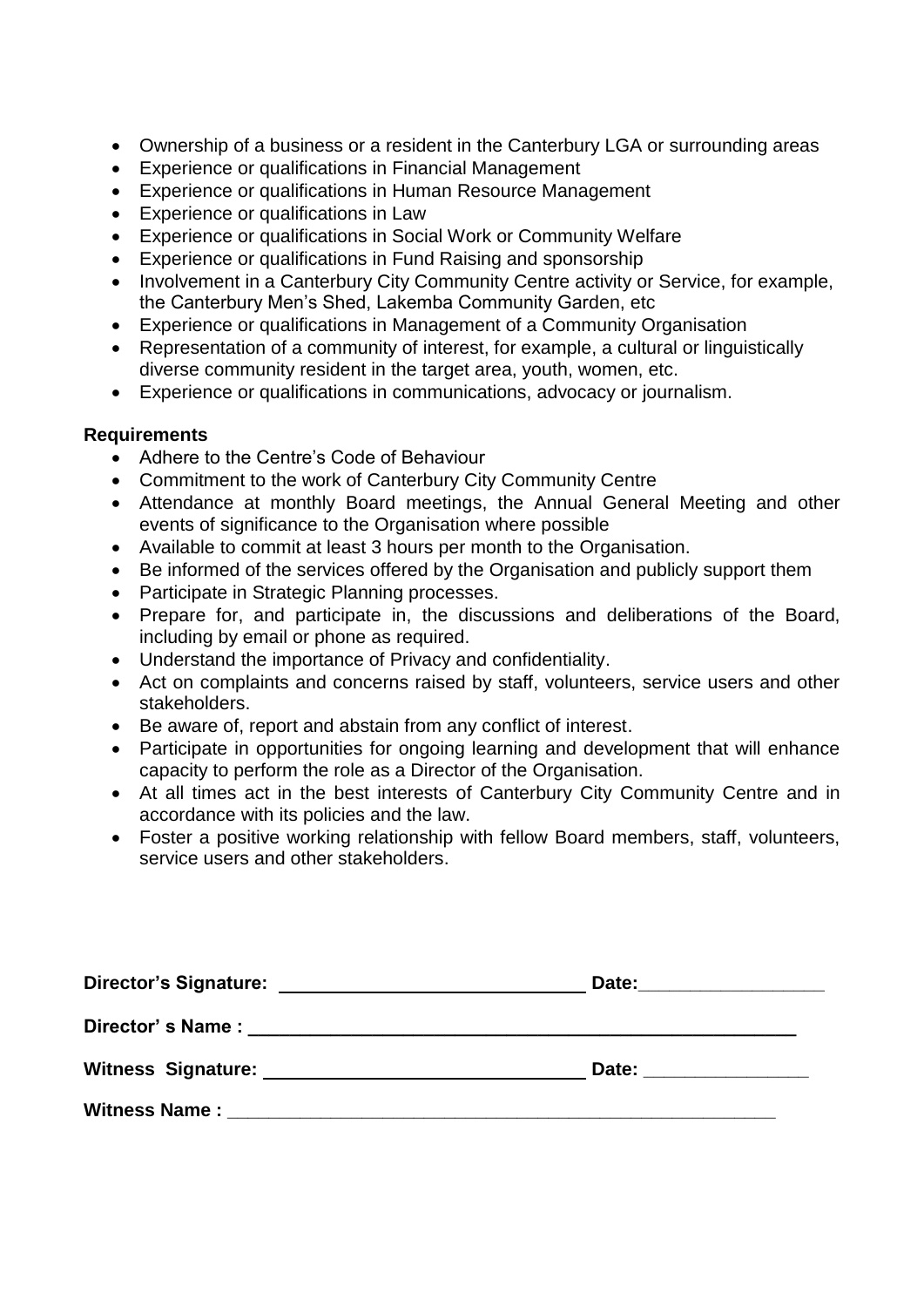- Ownership of a business or a resident in the Canterbury LGA or surrounding areas
- Experience or qualifications in Financial Management
- Experience or qualifications in Human Resource Management
- Experience or qualifications in Law
- Experience or qualifications in Social Work or Community Welfare
- Experience or qualifications in Fund Raising and sponsorship
- Involvement in a Canterbury City Community Centre activity or Service, for example, the Canterbury Men's Shed, Lakemba Community Garden, etc
- Experience or qualifications in Management of a Community Organisation
- Representation of a community of interest, for example, a cultural or linguistically diverse community resident in the target area, youth, women, etc.
- Experience or qualifications in communications, advocacy or journalism.

**Requirements**

- Adhere to the Centre's Code of Behaviour
- Commitment to the work of Canterbury City Community Centre
- Attendance at monthly Board meetings, the Annual General Meeting and other events of significance to the Organisation where possible
- Available to commit at least 3 hours per month to the Organisation.
- Be informed of the services offered by the Organisation and publicly support them
- Participate in Strategic Planning processes.
- Prepare for, and participate in, the discussions and deliberations of the Board, including by email or phone as required.
- Understand the importance of Privacy and confidentiality.
- Act on complaints and concerns raised by staff, volunteers, service users and other stakeholders.
- Be aware of, report and abstain from any conflict of interest.
- Participate in opportunities for ongoing learning and development that will enhance capacity to perform the role as a Director of the Organisation.
- At all times act in the best interests of Canterbury City Community Centre and in accordance with its policies and the law.
- Foster a positive working relationship with fellow Board members, staff, volunteers, service users and other stakeholders.

**Director's Signature:** ______________________________ **Date:**__________________

**Director' s Name :** ______________________________________________________

**Witness Signature:** ______________________________ **Date:** ________________

**Witness Name :** ______________________________________________________